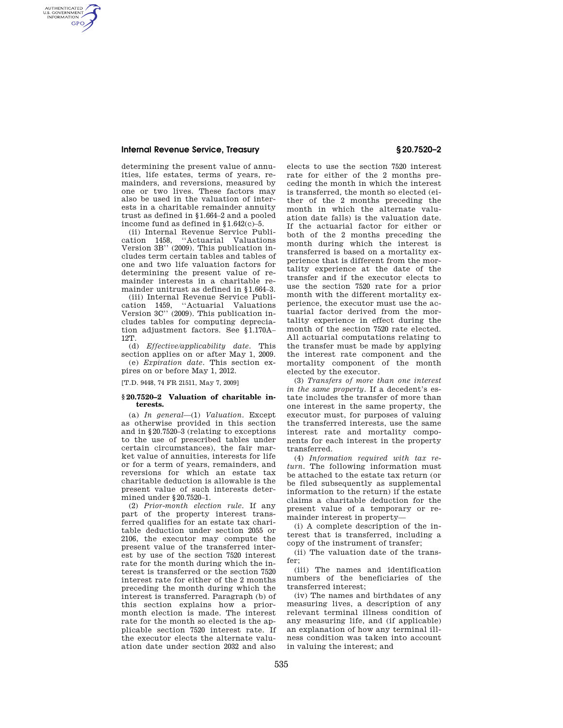determining the present value of annuities, life estates, terms of years, remainders, and reversions, measured by one or two lives. These factors may also be used in the valuation of interests in a charitable remainder annuity trust as defined in §1.664–2 and a pooled income fund as defined in §1.642(c)–5.

(ii) Internal Revenue Service Publication 1458, ''Actuarial Valuations Version 3B'' (2009). This publication includes term certain tables and tables of one and two life valuation factors for determining the present value of remainder interests in a charitable remainder unitrust as defined in §1.664–3.

(iii) Internal Revenue Service Publication 1459, ''Actuarial Valuations Version 3C'' (2009). This publication includes tables for computing depreciation adjustment factors. See §1.170A–12T.

(d) *Effective/applicability date*. This section applies on or after May 1, 2009.

(e) *Expiration date*. This section expires on or before May 1, 2012.

[T.D. 9448, 74 FR 21511, May 7, 2009]

## § 20.7520–2 Valuation of charitable interests.

(a) *In general*—(1) *Valuation*. Except as otherwise provided in this section and in §20.7520–3 (relating to exceptions to the use of prescribed tables under certain circumstances), the fair market value of annuities, interests for life or for a term of years, remainders, and reversions for which an estate tax charitable deduction is allowable is the present value of such interests determined under §20.7520–1.

(2) *Prior-month election rule*. If any part of the property interest transferred qualifies for an estate tax charitable deduction under section 2055 or 2106, the executor may compute the present value of the transferred interest by use of the section 7520 interest rate for the month during which the interest is transferred or the section 7520 interest rate for either of the 2 months preceding the month during which the interest is transferred. Paragraph (b) of this section explains how a prior-month election is made. The interest rate for the month so elected is the applicable section 7520 interest rate. If the executor elects the alternate valuation date under section 2032 and also elects to use the section 7520 interest rate for either of the 2 months preceding the month in which the interest is transferred, the month so elected (either of the 2 months preceding the month in which the alternate valuation date falls) is the valuation date. If the actuarial factor for either or both of the 2 months preceding the month during which the interest is transferred is based on a mortality experience that is different from the mortality experience at the date of the transfer and if the executor elects to use the section 7520 rate for a prior month with the different mortality experience, the executor must use the actuarial factor derived from the mortality experience in effect during the month of the section 7520 rate elected. All actuarial computations relating to the transfer must be made by applying the interest rate component and the mortality component of the month elected by the executor.

(3) *Transfers of more than one interest in the same property*. If a decedent's estate includes the transfer of more than one interest in the same property, the executor must, for purposes of valuing the transferred interests, use the same interest rate and mortality components for each interest in the property transferred.

(4) *Information required with tax return*. The following information must be attached to the estate tax return (or be filed subsequently as supplemental information to the return) if the estate claims a charitable deduction for the present value of a temporary or remainder interest in property—

(i) A complete description of the interest that is transferred, including a copy of the instrument of transfer;

(ii) The valuation date of the transfer;

(iii) The names and identification numbers of the beneficiaries of the transferred interest;

(iv) The names and birthdates of any measuring lives, a description of any relevant terminal illness condition of any measuring life, and (if applicable) an explanation of how any terminal illness condition was taken into account in valuing the interest; and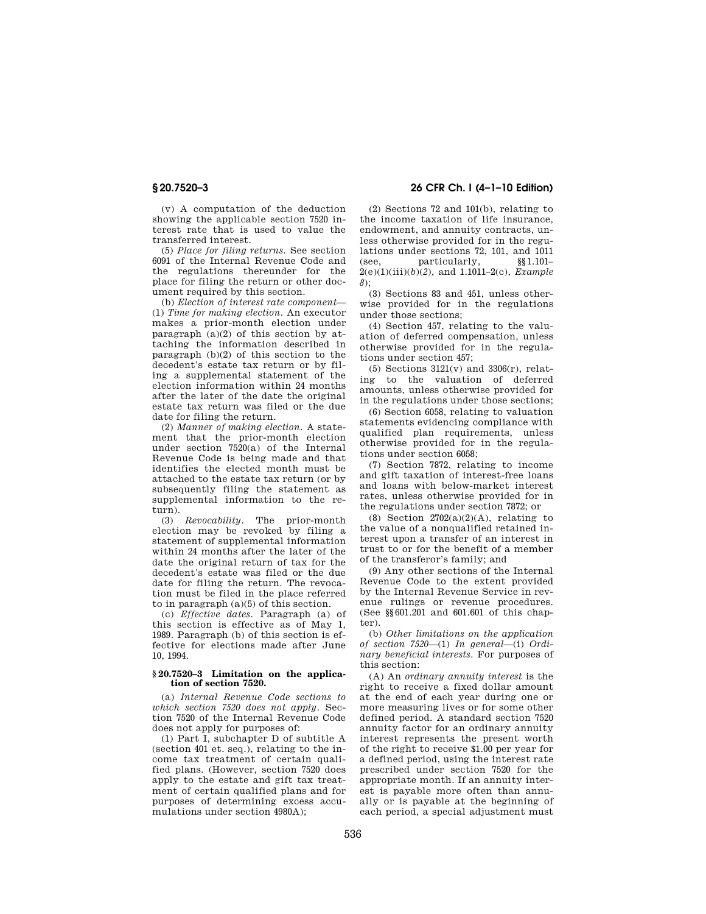(v) A computation of the deduction showing the applicable section 7520 interest rate that is used to value the transferred interest.

(5) *Place for filing returns.* See section 6091 of the Internal Revenue Code and the regulations thereunder for the place for filing the return or other document required by this section.

(b) *Election of interest rate component*—(1) *Time for making election.* An executor makes a prior-month election under paragraph (a)(2) of this section by attaching the information described in paragraph (b)(2) of this section to the decedent's estate tax return or by filing a supplemental statement of the election information within 24 months after the later of the date the original estate tax return was filed or the due date for filing the return.

(2) *Manner of making election.* A statement that the prior-month election under section 7520(a) of the Internal Revenue Code is being made and that identifies the elected month must be attached to the estate tax return (or by subsequently filing the statement as supplemental information to the return).

(3) *Revocability.* The prior-month election may be revoked by filing a statement of supplemental information within 24 months after the later of the date the original return of tax for the decedent's estate was filed or the due date for filing the return. The revocation must be filed in the place referred to in paragraph (a)(5) of this section.

(c) *Effective dates.* Paragraph (a) of this section is effective as of May 1, 1989. Paragraph (b) of this section is effective for elections made after June 10, 1994.

### § 20.7520–3 Limitation on the application of section 7520.

(a) *Internal Revenue Code sections to which section 7520 does not apply.* Section 7520 of the Internal Revenue Code does not apply for purposes of:

(1) Part I, subchapter D of subtitle A (section 401 et. seq.), relating to the income tax treatment of certain qualified plans. (However, section 7520 does apply to the estate and gift tax treatment of certain qualified plans and for purposes of determining excess accumulations under section 4980A);

(2) Sections 72 and 101(b), relating to the income taxation of life insurance, endowment, and annuity contracts, unless otherwise provided for in the regulations under sections 72, 101, and 1011 (see, particularly, §§ 1.101–2(e)(1)(iii)(*b*)(*2*), and 1.1011–2(c), *Example 8*);

(3) Sections 83 and 451, unless otherwise provided for in the regulations under those sections;

(4) Section 457, relating to the valuation of deferred compensation, unless otherwise provided for in the regulations under section 457;

(5) Sections 3121(v) and 3306(r), relating to the valuation of deferred amounts, unless otherwise provided for in the regulations under those sections;

(6) Section 6058, relating to valuation statements evidencing compliance with qualified plan requirements, unless otherwise provided for in the regulations under section 6058;

(7) Section 7872, relating to income and gift taxation of interest-free loans and loans with below-market interest rates, unless otherwise provided for in the regulations under section 7872; or

(8) Section 2702(a)(2)(A), relating to the value of a nonqualified retained interest upon a transfer of an interest in trust to or for the benefit of a member of the transferor's family; and

(9) Any other sections of the Internal Revenue Code to the extent provided by the Internal Revenue Service in revenue rulings or revenue procedures. (See §§ 601.201 and 601.601 of this chapter).

(b) *Other limitations on the application of section 7520*—(1) *In general*—(i) *Ordinary beneficial interests.* For purposes of this section:

(A) An *ordinary annuity interest* is the right to receive a fixed dollar amount at the end of each year during one or more measuring lives or for some other defined period. A standard section 7520 annuity factor for an ordinary annuity interest represents the present worth of the right to receive $1.00 per year for a defined period, using the interest rate prescribed under section 7520 for the appropriate month. If an annuity interest is payable more often than annually or is payable at the beginning of each period, a special adjustment must